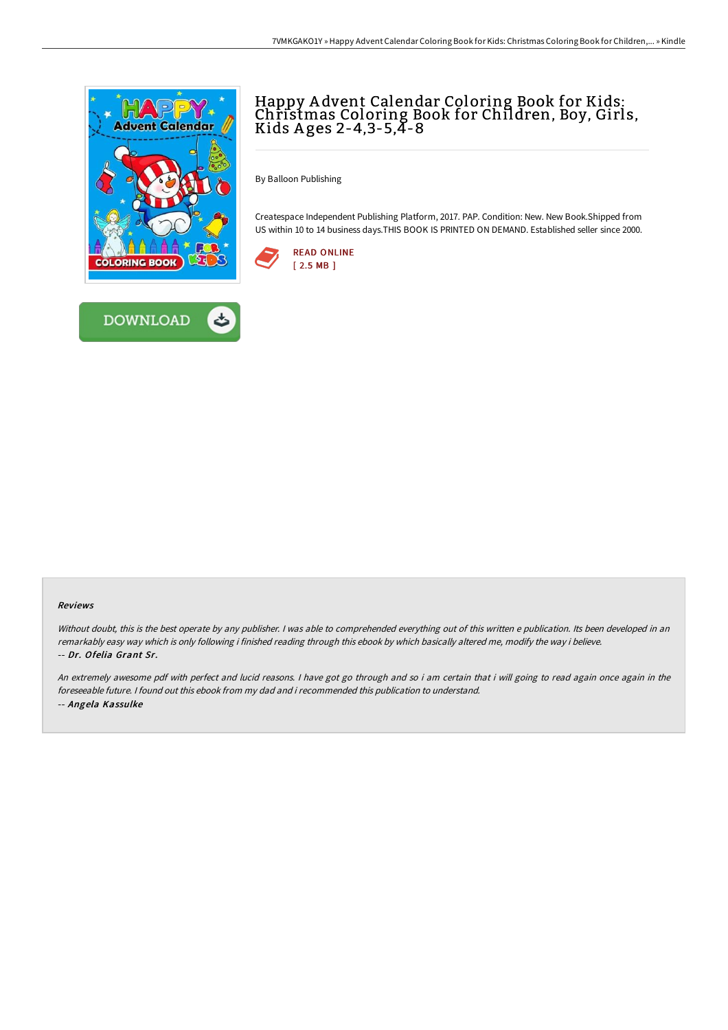# Happy Advent Calendar Coloring Book for Kids: Christmas Coloring Book for Children, Boy, Girls, Kids Ages 2-4,3-5,4-8

By Balloon Publishing

Createspace Independent Publishing Platform, 2017. PAP. Condition: New. New Book.Shipped from US within 10 to 14 business days.THIS BOOK IS PRINTED ON DEMAND. Established seller since 2000.

READ ONLINE
[ 2.5 MB ]

DOWNLOAD

### Reviews

*Without doubt, this is the best operate by any publisher. I was able to comprehended everything out of this written e publication. Its been developed in an remarkably easy way which is only following i finished reading through this ebook by which basically altered me, modify the way i believe.*
*-- **Dr. Ofelia Grant Sr.***

*An extremely awesome pdf with perfect and lucid reasons. I have got go through and so i am certain that i will going to read again once again in the foreseeable future. I found out this ebook from my dad and i recommended this publication to understand.*
*-- **Angela Kassulke***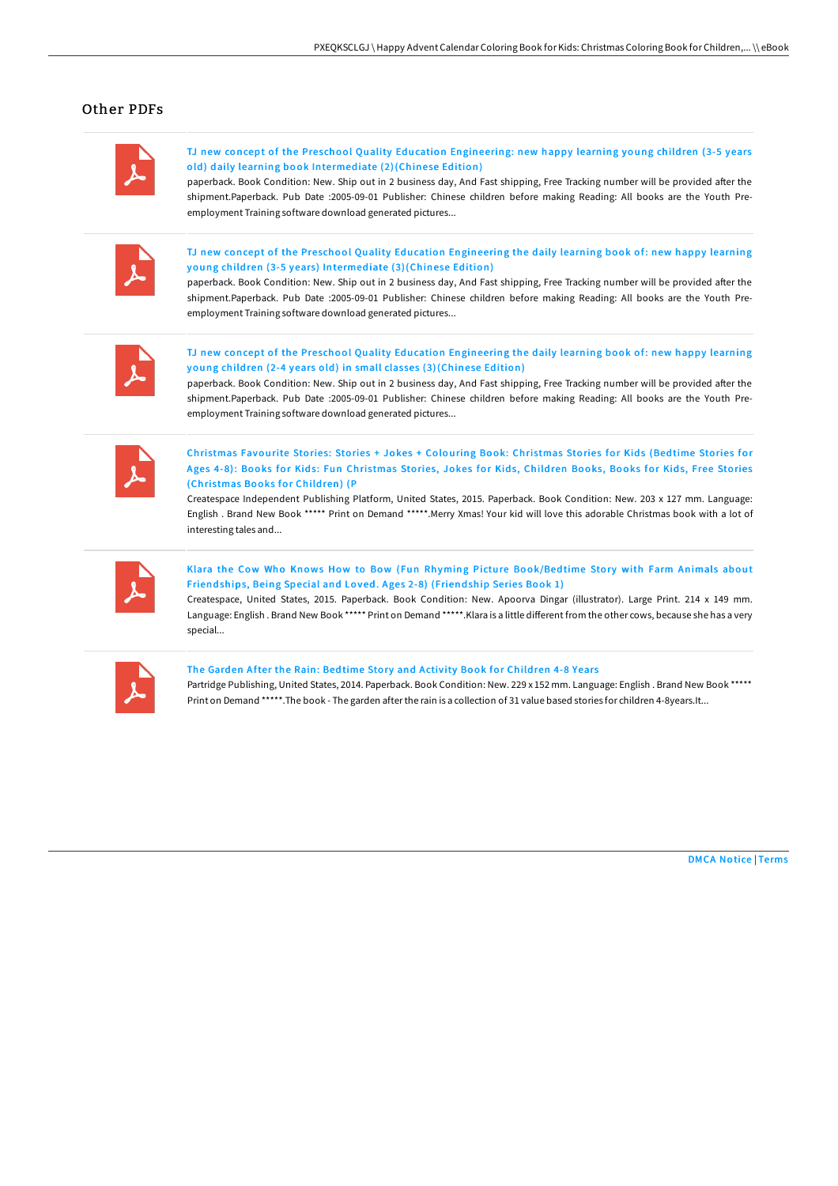## Other PDFs

TJ new concept of the Preschool Quality Education Engineering: new happy learning young children (3-5 years old) daily learning book Intermediate (2)(Chinese Edition)

paperback. Book Condition: New. Ship out in 2 business day, And Fast shipping, Free Tracking number will be provided after the shipment.Paperback. Pub Date :2005-09-01 Publisher: Chinese children before making Reading: All books are the Youth Pre-employment Training software download generated pictures...

TJ new concept of the Preschool Quality Education Engineering the daily learning book of: new happy learning young children (3-5 years) Intermediate (3)(Chinese Edition)

paperback. Book Condition: New. Ship out in 2 business day, And Fast shipping, Free Tracking number will be provided after the shipment.Paperback. Pub Date :2005-09-01 Publisher: Chinese children before making Reading: All books are the Youth Pre-employment Training software download generated pictures...

TJ new concept of the Preschool Quality Education Engineering the daily learning book of: new happy learning young children (2-4 years old) in small classes (3)(Chinese Edition)

paperback. Book Condition: New. Ship out in 2 business day, And Fast shipping, Free Tracking number will be provided after the shipment.Paperback. Pub Date :2005-09-01 Publisher: Chinese children before making Reading: All books are the Youth Pre-employment Training software download generated pictures...

Christmas Favourite Stories: Stories + Jokes + Colouring Book: Christmas Stories for Kids (Bedtime Stories for Ages 4-8): Books for Kids: Fun Christmas Stories, Jokes for Kids, Children Books, Books for Kids, Free Stories (Christmas Books for Children) (P

Createspace Independent Publishing Platform, United States, 2015. Paperback. Book Condition: New. 203 x 127 mm. Language: English . Brand New Book ***** Print on Demand *****.Merry Xmas! Your kid will love this adorable Christmas book with a lot of interesting tales and...

Klara the Cow Who Knows How to Bow (Fun Rhyming Picture Book/Bedtime Story with Farm Animals about Friendships, Being Special and Loved. Ages 2-8) (Friendship Series Book 1)

Createspace, United States, 2015. Paperback. Book Condition: New. Apoorva Dingar (illustrator). Large Print. 214 x 149 mm. Language: English . Brand New Book ***** Print on Demand *****.Klara is a little different from the other cows, because she has a very special...

The Garden After the Rain: Bedtime Story and Activity Book for Children 4-8 Years

Partridge Publishing, United States, 2014. Paperback. Book Condition: New. 229 x 152 mm. Language: English . Brand New Book ***** Print on Demand *****.The book - The garden after the rain is a collection of 31 value based stories for children 4-8years.It...